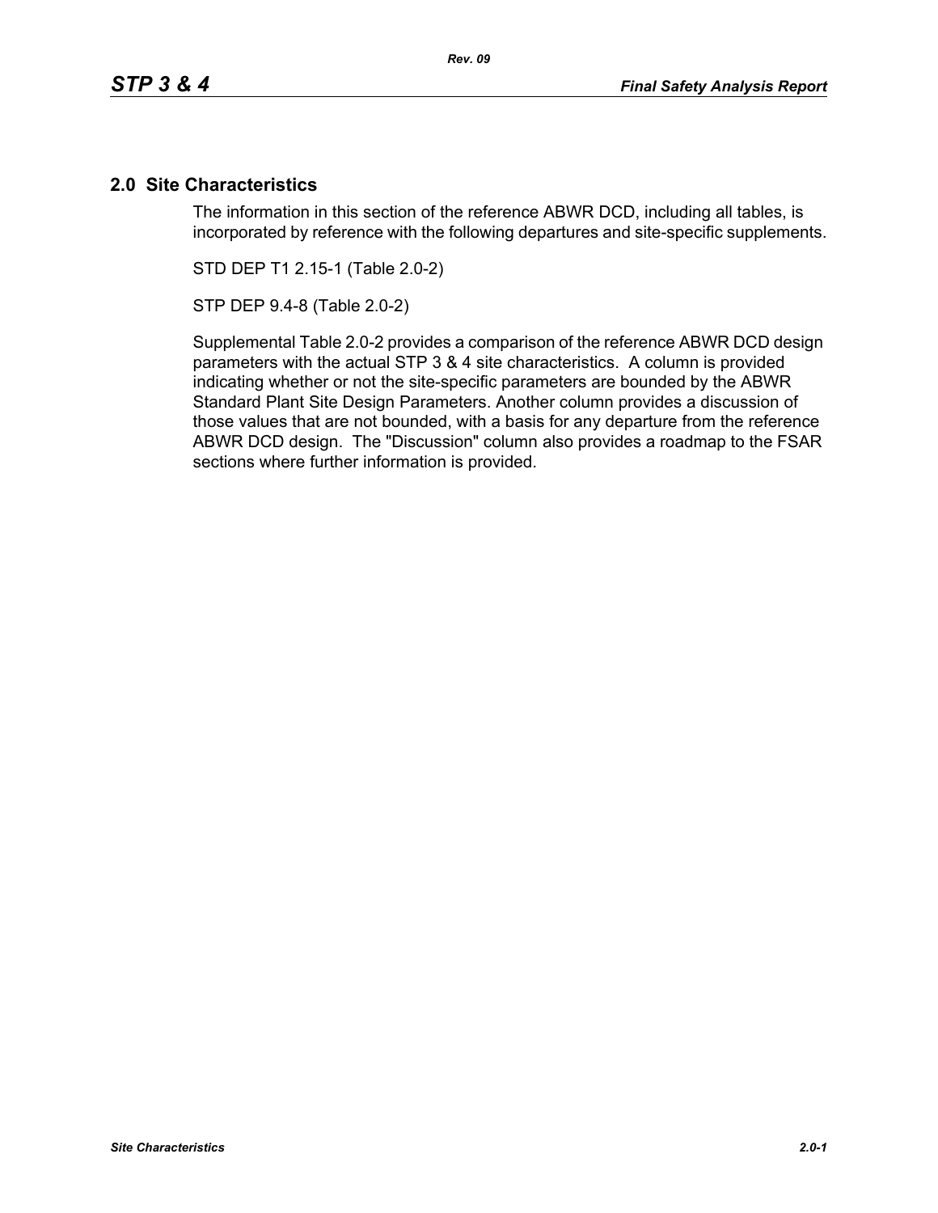## 2.0 Site Characteristics

The information in this section of the reference ABWR DCD, including all tables, is incorporated by reference with the following departures and site-specific supplements.

STD DEP T1 2.15-1 (Table 2.0-2)

STP DEP 9.4-8 (Table 2.0-2)

Supplemental Table 2.0-2 provides a comparison of the reference ABWR DCD design parameters with the actual STP 3 & 4 site characteristics. A column is provided indicating whether or not the site-specific parameters are bounded by the ABWR Standard Plant Site Design Parameters. Another column provides a discussion of those values that are not bounded, with a basis for any departure from the reference ABWR DCD design. The "Discussion" column also provides a roadmap to the FSAR sections where further information is provided.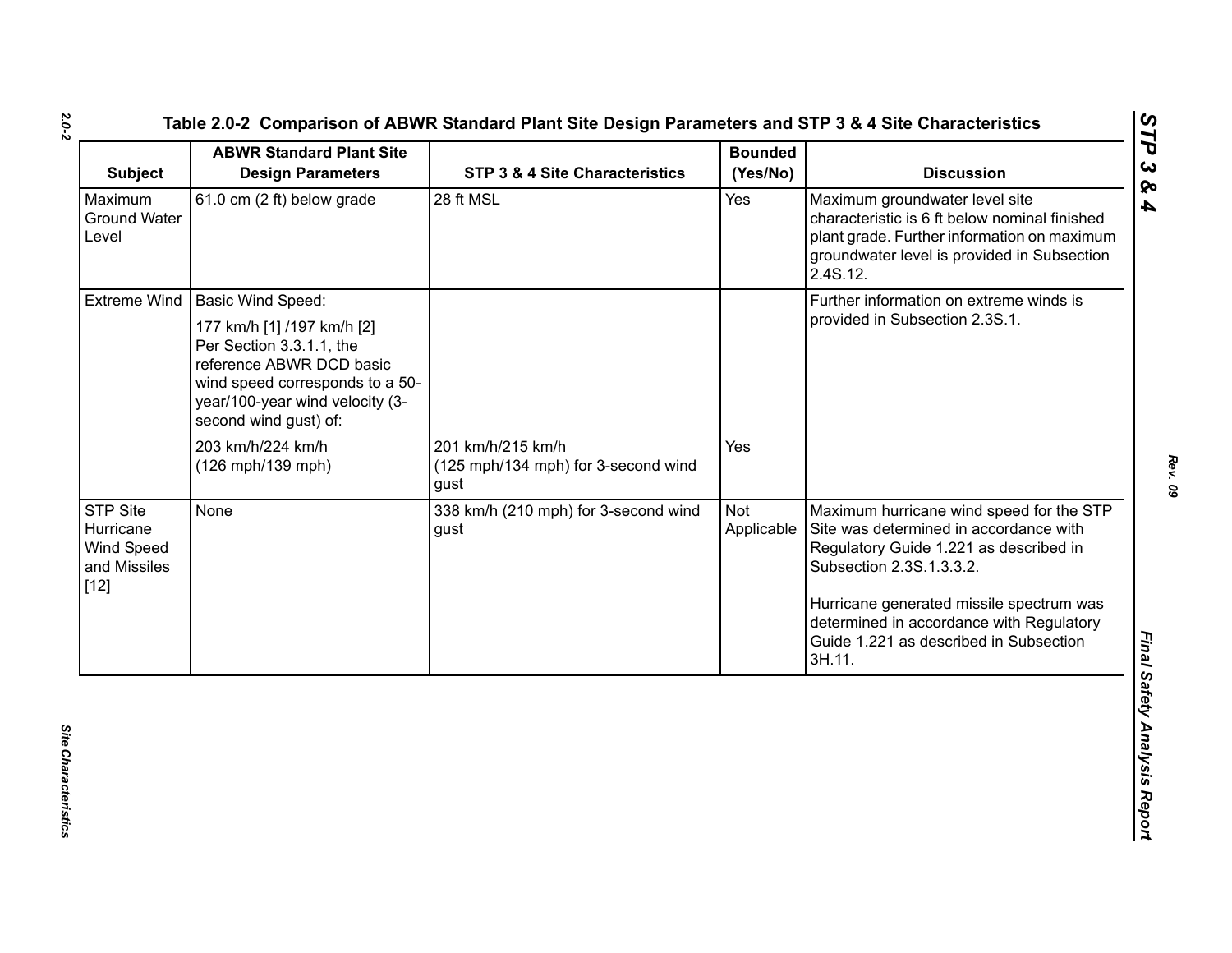## Table 2.0-2 Comparison of ABWR Standard Plant Site Design Parameters and STP 3 & 4 Site Characteristics

| Subject | ABWR Standard Plant Site Design Parameters | STP 3 & 4 Site Characteristics | Bounded (Yes/No) | Discussion |
|---|---|---|---|---|
| Maximum Ground Water Level | 61.0 cm (2 ft) below grade | 28 ft MSL | Yes | Maximum groundwater level site characteristic is 6 ft below nominal finished plant grade. Further information on maximum groundwater level is provided in Subsection 2.4S.12. |
| Extreme Wind | Basic Wind Speed: 177 km/h [1] /197 km/h [2] Per Section 3.3.1.1, the reference ABWR DCD basic wind speed corresponds to a 50-year/100-year wind velocity (3-second wind gust) of: 203 km/h/224 km/h (126 mph/139 mph) | 201 km/h/215 km/h (125 mph/134 mph) for 3-second wind gust | Yes | Further information on extreme winds is provided in Subsection 2.3S.1. |
| STP Site Hurricane Wind Speed and Missiles [12] | None | 338 km/h (210 mph) for 3-second wind gust | Not Applicable | Maximum hurricane wind speed for the STP Site was determined in accordance with Regulatory Guide 1.221 as described in Subsection 2.3S.1.3.3.2. Hurricane generated missile spectrum was determined in accordance with Regulatory Guide 1.221 as described in Subsection 3H.11. |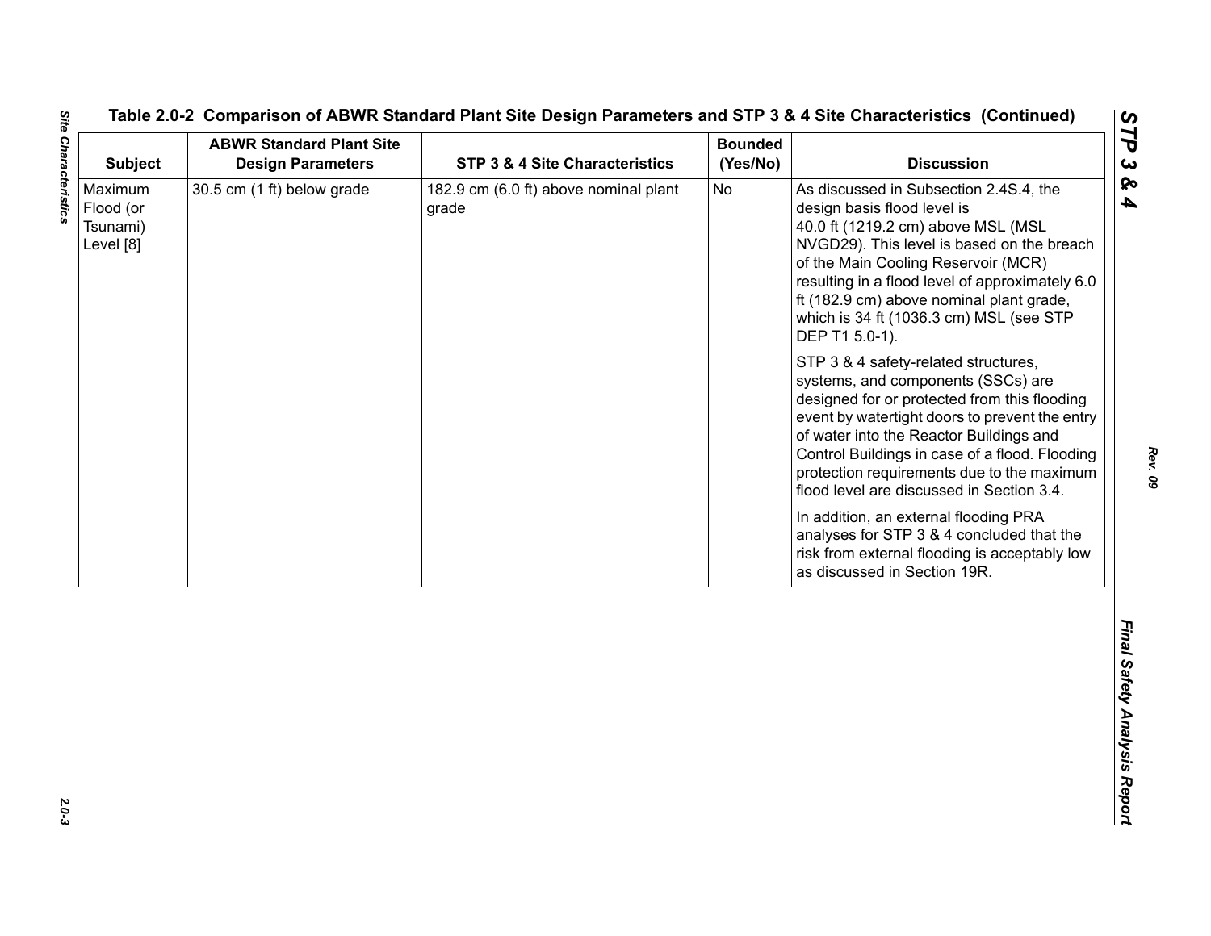## Table 2.0-2 Comparison of ABWR Standard Plant Site Design Parameters and STP 3 & 4 Site Characteristics (Continued)

| Subject | ABWR Standard Plant Site Design Parameters | STP 3 & 4 Site Characteristics | Bounded (Yes/No) | Discussion |
|---|---|---|---|---|
| Maximum Flood (or Tsunami) Level [8] | 30.5 cm (1 ft) below grade | 182.9 cm (6.0 ft) above nominal plant grade | No | As discussed in Subsection 2.4S.4, the design basis flood level is 40.0 ft (1219.2 cm) above MSL (MSL NVGD29). This level is based on the breach of the Main Cooling Reservoir (MCR) resulting in a flood level of approximately 6.0 ft (182.9 cm) above nominal plant grade, which is 34 ft (1036.3 cm) MSL (see STP DEP T1 5.0-1).<br><br>STP 3 & 4 safety-related structures, systems, and components (SSCs) are designed for or protected from this flooding event by watertight doors to prevent the entry of water into the Reactor Buildings and Control Buildings in case of a flood. Flooding protection requirements due to the maximum flood level are discussed in Section 3.4.<br><br>In addition, an external flooding PRA analyses for STP 3 & 4 concluded that the risk from external flooding is acceptably low as discussed in Section 19R. |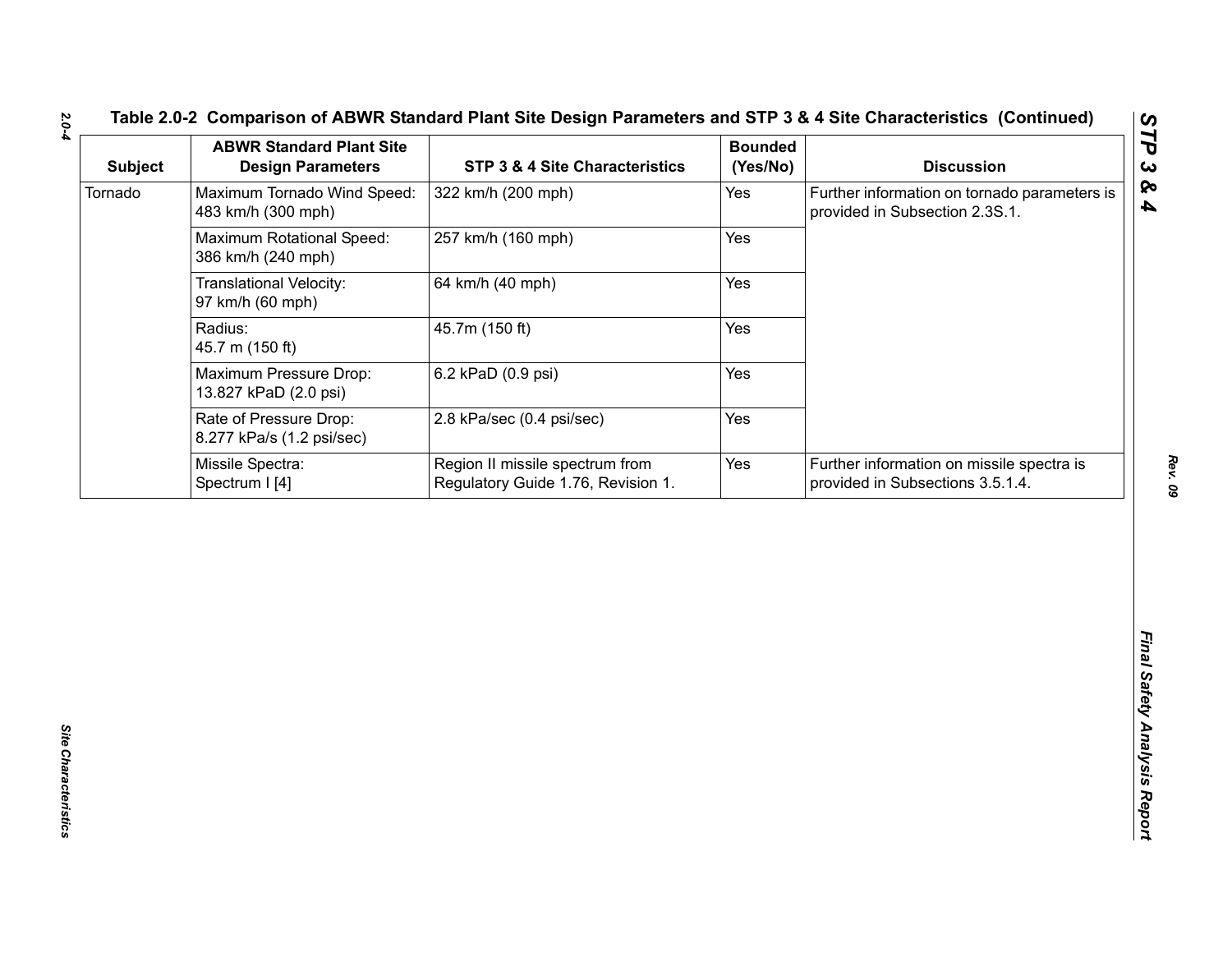**Table 2.0-2 Comparison of ABWR Standard Plant Site Design Parameters and STP 3 & 4 Site Characteristics (Continued)**

| Subject | ABWR Standard Plant Site Design Parameters | STP 3 & 4 Site Characteristics | Bounded (Yes/No) | Discussion |
|---|---|---|---|---|
| Tornado | Maximum Tornado Wind Speed: 483 km/h (300 mph) | 322 km/h (200 mph) | Yes | Further information on tornado parameters is provided in Subsection 2.3S.1. |
| | Maximum Rotational Speed: 386 km/h (240 mph) | 257 km/h (160 mph) | Yes | |
| | Translational Velocity: 97 km/h (60 mph) | 64 km/h (40 mph) | Yes | |
| | Radius: 45.7 m (150 ft) | 45.7m (150 ft) | Yes | |
| | Maximum Pressure Drop: 13.827 kPaD (2.0 psi) | 6.2 kPaD (0.9 psi) | Yes | |
| | Rate of Pressure Drop: 8.277 kPa/s (1.2 psi/sec) | 2.8 kPa/sec (0.4 psi/sec) | Yes | |
| | Missile Spectra: Spectrum I [4] | Region II missile spectrum from Regulatory Guide 1.76, Revision 1. | Yes | Further information on missile spectra is provided in Subsections 3.5.1.4. |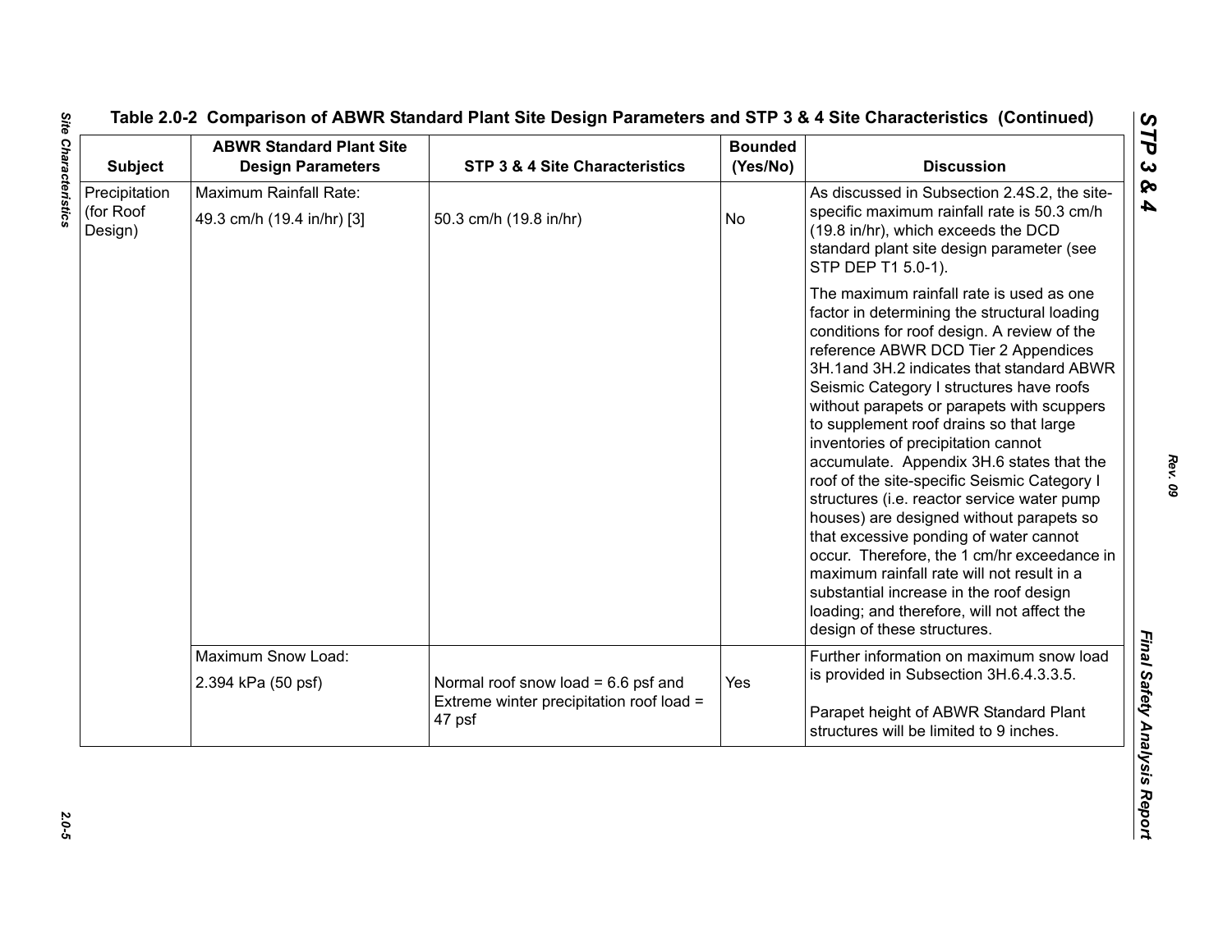### Table 2.0-2 Comparison of ABWR Standard Plant Site Design Parameters and STP 3 & 4 Site Characteristics (Continued)

| Subject | ABWR Standard Plant Site Design Parameters | STP 3 & 4 Site Characteristics | Bounded (Yes/No) | Discussion |
|---|---|---|---|---|
| Precipitation (for Roof Design) | Maximum Rainfall Rate: 49.3 cm/h (19.4 in/hr) [3] | 50.3 cm/h (19.8 in/hr) | No | As discussed in Subsection 2.4S.2, the site-specific maximum rainfall rate is 50.3 cm/h (19.8 in/hr), which exceeds the DCD standard plant site design parameter (see STP DEP T1 5.0-1). The maximum rainfall rate is used as one factor in determining the structural loading conditions for roof design. A review of the reference ABWR DCD Tier 2 Appendices 3H.1and 3H.2 indicates that standard ABWR Seismic Category I structures have roofs without parapets or parapets with scuppers to supplement roof drains so that large inventories of precipitation cannot accumulate. Appendix 3H.6 states that the roof of the site-specific Seismic Category I structures (i.e. reactor service water pump houses) are designed without parapets so that excessive ponding of water cannot occur. Therefore, the 1 cm/hr exceedance in maximum rainfall rate will not result in a substantial increase in the roof design loading; and therefore, will not affect the design of these structures. |
| | Maximum Snow Load: 2.394 kPa (50 psf) | Normal roof snow load = 6.6 psf and Extreme winter precipitation roof load = 47 psf | Yes | Further information on maximum snow load is provided in Subsection 3H.6.4.3.3.5. Parapet height of ABWR Standard Plant structures will be limited to 9 inches. |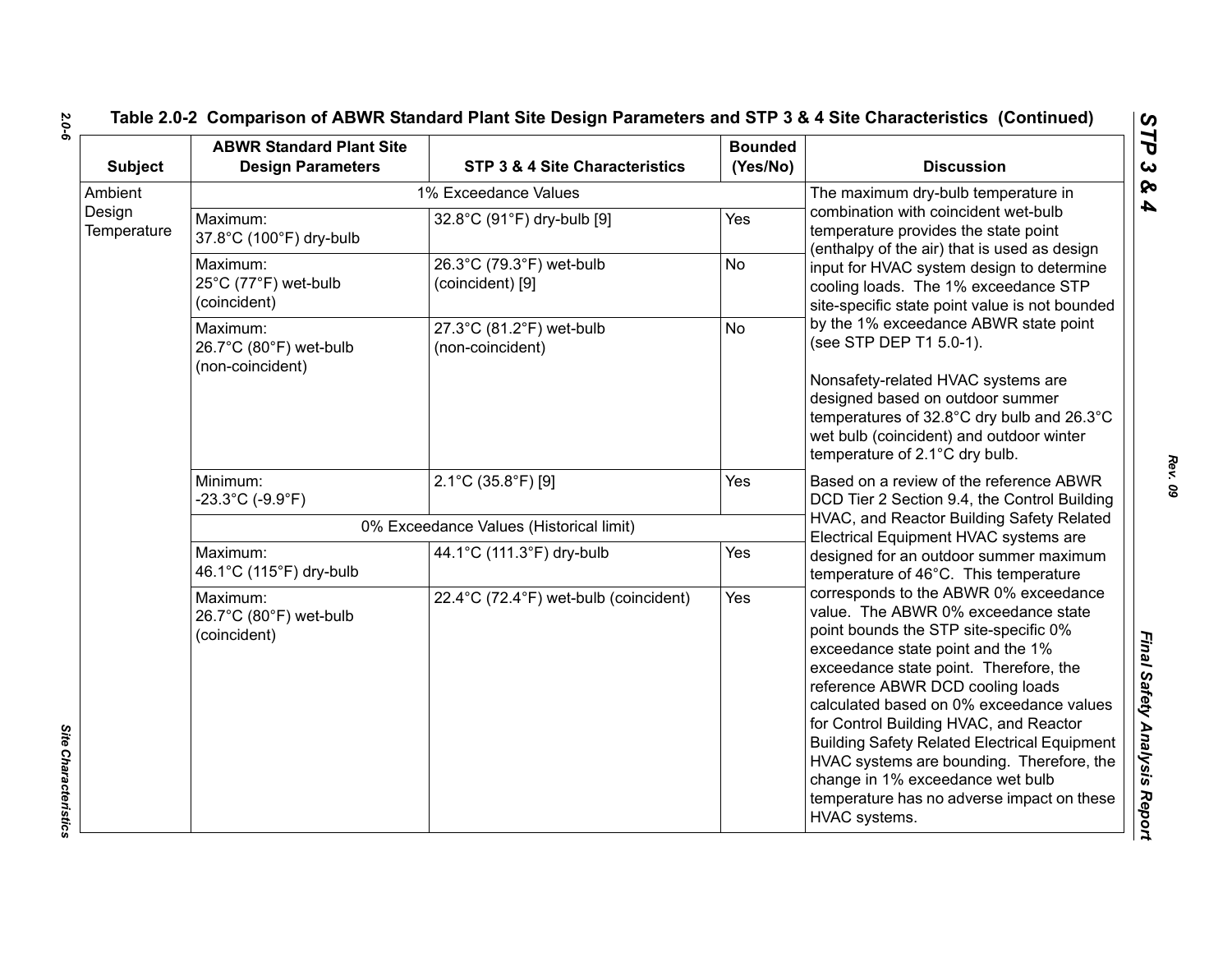## Table 2.0-2 Comparison of ABWR Standard Plant Site Design Parameters and STP 3 & 4 Site Characteristics (Continued)

| Subject | ABWR Standard Plant Site Design Parameters | STP 3 & 4 Site Characteristics | Bounded (Yes/No) | Discussion |
|---|---|---|---|---|
| Ambient Design Temperature | 1% Exceedance Values | | | The maximum dry-bulb temperature in combination with coincident wet-bulb temperature provides the state point (enthalpy of the air) that is used as design input for HVAC system design to determine cooling loads. The 1% exceedance STP site-specific state point value is not bounded by the 1% exceedance ABWR state point (see STP DEP T1 5.0-1).<br><br>Nonsafety-related HVAC systems are designed based on outdoor summer temperatures of 32.8°C dry bulb and 26.3°C wet bulb (coincident) and outdoor winter temperature of 2.1°C dry bulb. |
| | Maximum:<br>37.8°C (100°F) dry-bulb | 32.8°C (91°F) dry-bulb [9] | Yes | |
| | Maximum:<br>25°C (77°F) wet-bulb (coincident) | 26.3°C (79.3°F) wet-bulb (coincident) [9] | No | |
| | Maximum:<br>26.7°C (80°F) wet-bulb (non-coincident) | 27.3°C (81.2°F) wet-bulb (non-coincident) | No | |
| | Minimum:<br>-23.3°C (-9.9°F) | 2.1°C (35.8°F) [9] | Yes | Based on a review of the reference ABWR DCD Tier 2 Section 9.4, the Control Building HVAC, and Reactor Building Safety Related Electrical Equipment HVAC systems are designed for an outdoor summer maximum temperature of 46°C. This temperature corresponds to the ABWR 0% exceedance value. The ABWR 0% exceedance state point bounds the STP site-specific 0% exceedance state point and the 1% exceedance state point. Therefore, the reference ABWR DCD cooling loads calculated based on 0% exceedance values for Control Building HVAC, and Reactor Building Safety Related Electrical Equipment HVAC systems are bounding. Therefore, the change in 1% exceedance wet bulb temperature has no adverse impact on these HVAC systems. |
| | 0% Exceedance Values (Historical limit) | | | |
| | Maximum:<br>46.1°C (115°F) dry-bulb | 44.1°C (111.3°F) dry-bulb | Yes | |
| | Maximum:<br>26.7°C (80°F) wet-bulb (coincident) | 22.4°C (72.4°F) wet-bulb (coincident) | Yes | |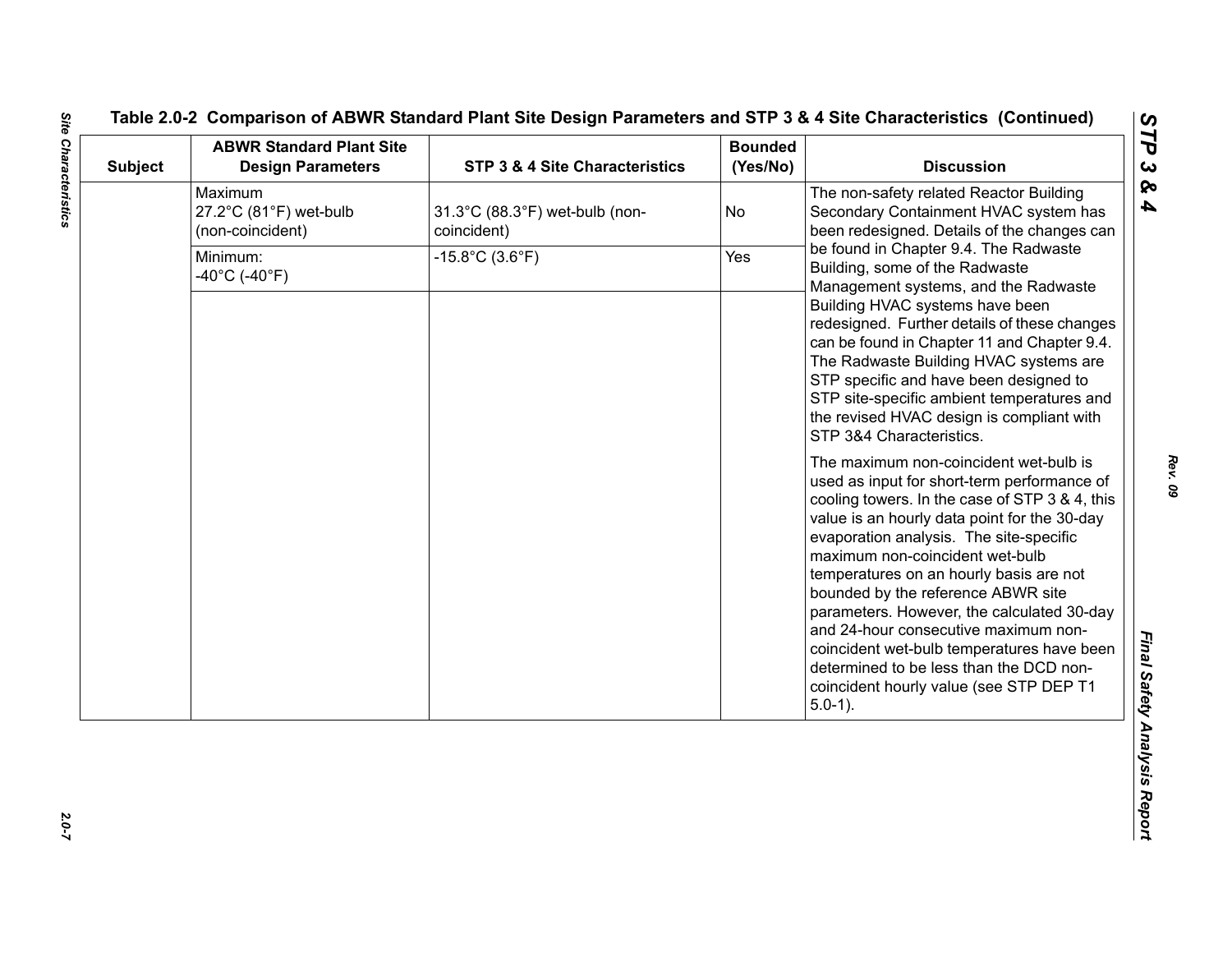**Table 2.0-2 Comparison of ABWR Standard Plant Site Design Parameters and STP 3 & 4 Site Characteristics (Continued)**

| Subject | ABWR Standard Plant Site Design Parameters | STP 3 & 4 Site Characteristics | Bounded (Yes/No) | Discussion |
|---|---|---|---|---|
| | Maximum 27.2°C (81°F) wet-bulb (non-coincident) | 31.3°C (88.3°F) wet-bulb (non-coincident) | No | The non-safety related Reactor Building Secondary Containment HVAC system has been redesigned. Details of the changes can be found in Chapter 9.4. The Radwaste Building, some of the Radwaste Management systems, and the Radwaste Building HVAC systems have been redesigned. Further details of these changes can be found in Chapter 11 and Chapter 9.4. The Radwaste Building HVAC systems are STP specific and have been designed to STP site-specific ambient temperatures and the revised HVAC design is compliant with STP 3&4 Characteristics.<br><br>The maximum non-coincident wet-bulb is used as input for short-term performance of cooling towers. In the case of STP 3 & 4, this value is an hourly data point for the 30-day evaporation analysis. The site-specific maximum non-coincident wet-bulb temperatures on an hourly basis are not bounded by the reference ABWR site parameters. However, the calculated 30-day and 24-hour consecutive maximum non-coincident wet-bulb temperatures have been determined to be less than the DCD non-coincident hourly value (see STP DEP T1 5.0-1). |
| | Minimum: -40°C (-40°F) | -15.8°C (3.6°F) | Yes | |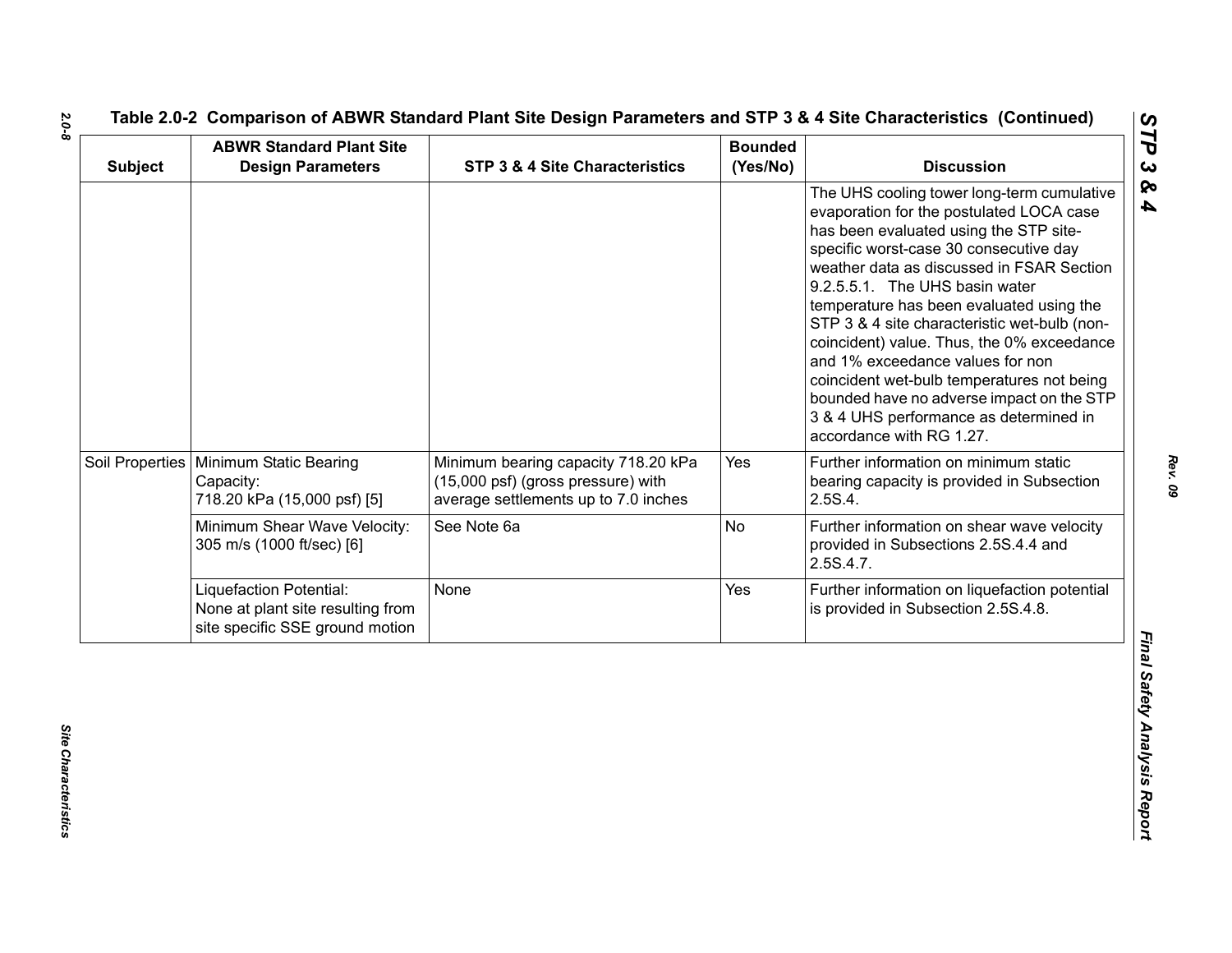Table 2.0-2 Comparison of ABWR Standard Plant Site Design Parameters and STP 3 & 4 Site Characteristics (Continued)

| Subject | ABWR Standard Plant Site Design Parameters | STP 3 & 4 Site Characteristics | Bounded (Yes/No) | Discussion |
|---|---|---|---|---|
| | | | | The UHS cooling tower long-term cumulative evaporation for the postulated LOCA case has been evaluated using the STP site-specific worst-case 30 consecutive day weather data as discussed in FSAR Section 9.2.5.5.1. The UHS basin water temperature has been evaluated using the STP 3 & 4 site characteristic wet-bulb (non-coincident) value. Thus, the 0% exceedance and 1% exceedance values for non coincident wet-bulb temperatures not being bounded have no adverse impact on the STP 3 & 4 UHS performance as determined in accordance with RG 1.27. |
| Soil Properties | Minimum Static Bearing Capacity: 718.20 kPa (15,000 psf) [5] | Minimum bearing capacity 718.20 kPa (15,000 psf) (gross pressure) with average settlements up to 7.0 inches | Yes | Further information on minimum static bearing capacity is provided in Subsection 2.5S.4. |
| | Minimum Shear Wave Velocity: 305 m/s (1000 ft/sec) [6] | See Note 6a | No | Further information on shear wave velocity provided in Subsections 2.5S.4.4 and 2.5S.4.7. |
| | Liquefaction Potential: None at plant site resulting from site specific SSE ground motion | None | Yes | Further information on liquefaction potential is provided in Subsection 2.5S.4.8. |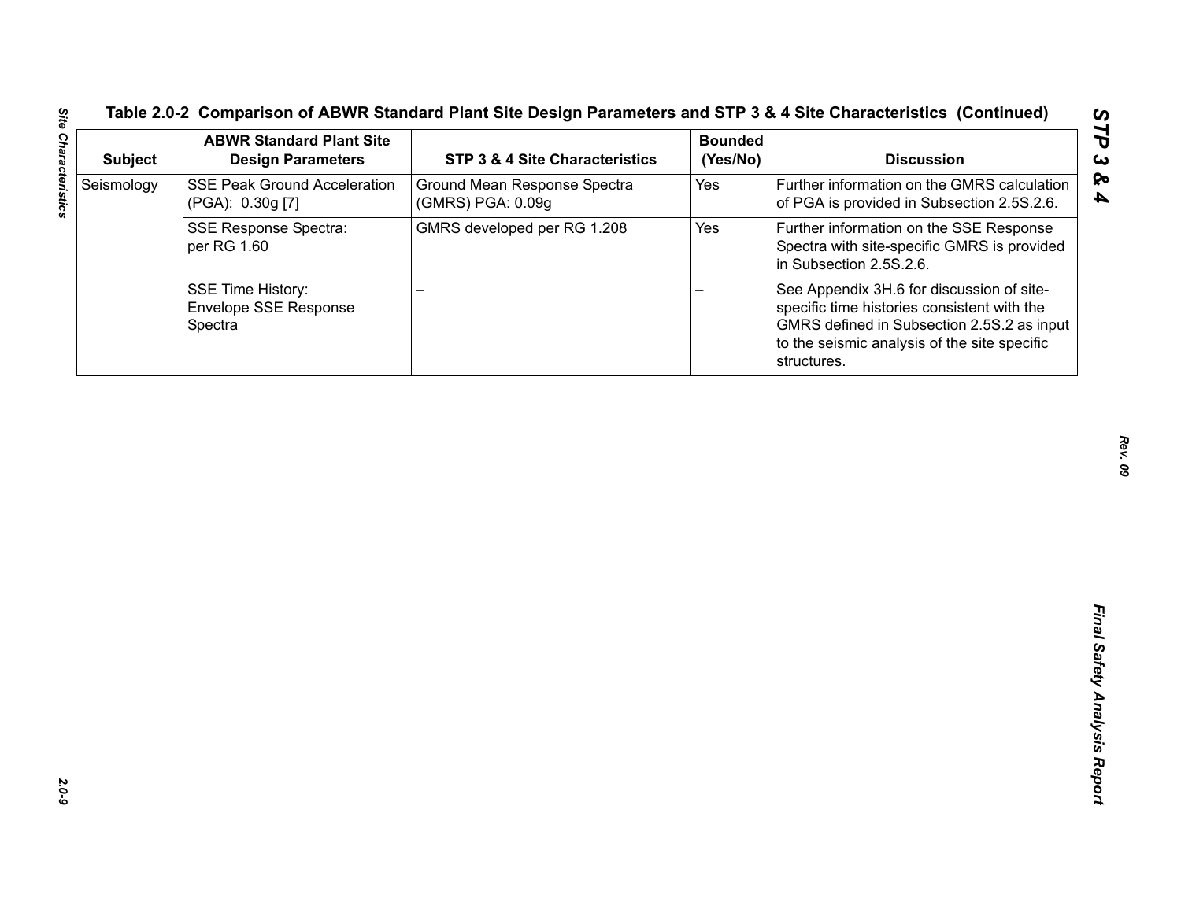## Table 2.0-2 Comparison of ABWR Standard Plant Site Design Parameters and STP 3 & 4 Site Characteristics (Continued)

| Subject | ABWR Standard Plant Site Design Parameters | STP 3 & 4 Site Characteristics | Bounded (Yes/No) | Discussion |
|---|---|---|---|---|
| Seismology | SSE Peak Ground Acceleration (PGA): 0.30g [7] | Ground Mean Response Spectra (GMRS) PGA: 0.09g | Yes | Further information on the GMRS calculation of PGA is provided in Subsection 2.5S.2.6. |
| | SSE Response Spectra: per RG 1.60 | GMRS developed per RG 1.208 | Yes | Further information on the SSE Response Spectra with site-specific GMRS is provided in Subsection 2.5S.2.6. |
| | SSE Time History: Envelope SSE Response Spectra | – | – | See Appendix 3H.6 for discussion of site-specific time histories consistent with the GMRS defined in Subsection 2.5S.2 as input to the seismic analysis of the site specific structures. |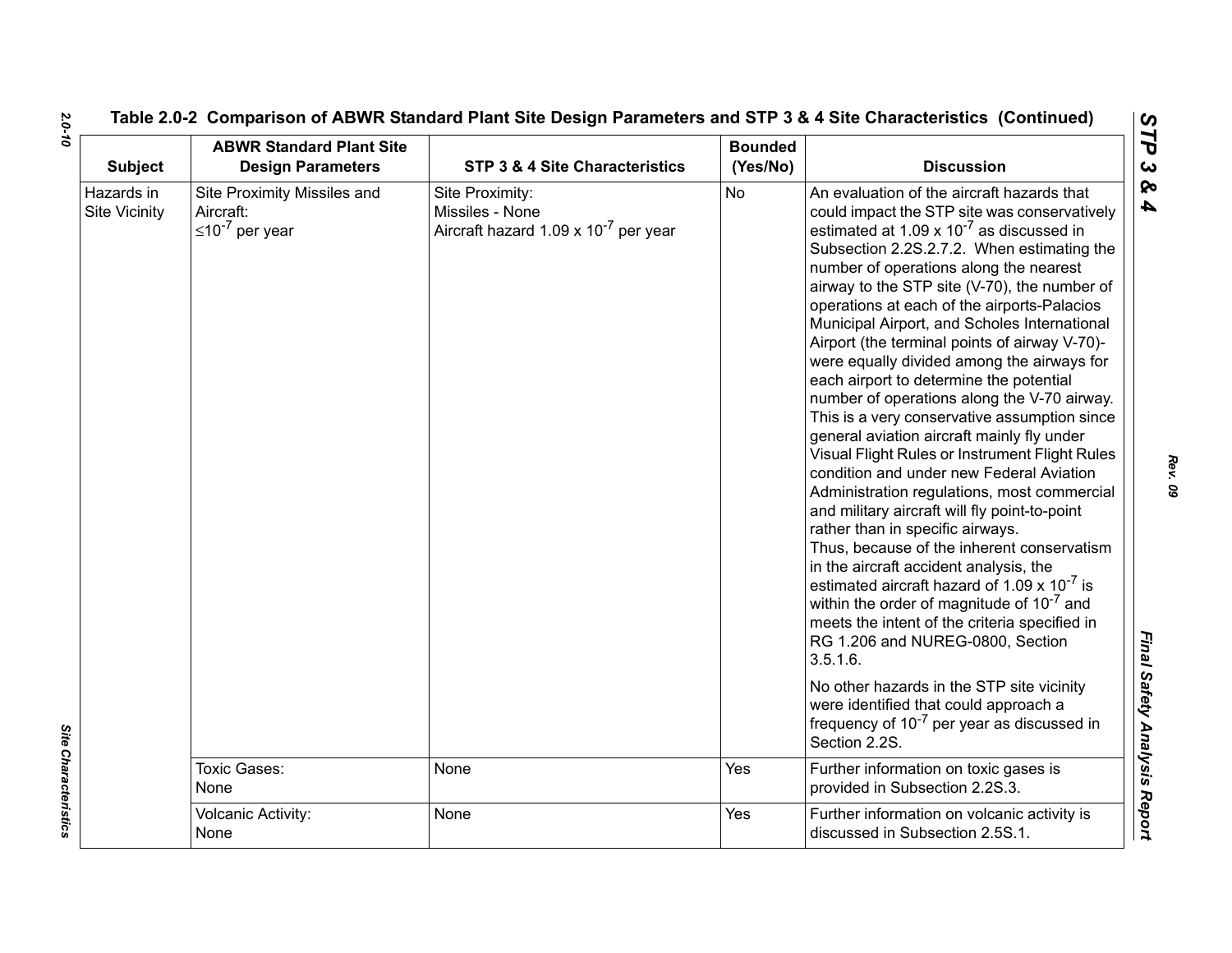Table 2.0-2 Comparison of ABWR Standard Plant Site Design Parameters and STP 3 & 4 Site Characteristics (Continued)

| Subject | ABWR Standard Plant Site Design Parameters | STP 3 & 4 Site Characteristics | Bounded (Yes/No) | Discussion |
|---|---|---|---|---|
| Hazards in Site Vicinity | Site Proximity Missiles and Aircraft: $\leq 10^{-7}$ per year | Site Proximity: Missiles - None Aircraft hazard $1.09 \times 10^{-7}$ per year | No | An evaluation of the aircraft hazards that could impact the STP site was conservatively estimated at $1.09 \times 10^{-7}$ as discussed in Subsection 2.2S.2.7.2. When estimating the number of operations along the nearest airway to the STP site (V-70), the number of operations at each of the airports-Palacios Municipal Airport, and Scholes International Airport (the terminal points of airway V-70)- were equally divided among the airways for each airport to determine the potential number of operations along the V-70 airway. This is a very conservative assumption since general aviation aircraft mainly fly under Visual Flight Rules or Instrument Flight Rules condition and under new Federal Aviation Administration regulations, most commercial and military aircraft will fly point-to-point rather than in specific airways. Thus, because of the inherent conservatism in the aircraft accident analysis, the estimated aircraft hazard of $1.09 \times 10^{-7}$ is within the order of magnitude of $10^{-7}$ and meets the intent of the criteria specified in RG 1.206 and NUREG-0800, Section 3.5.1.6.<br><br>No other hazards in the STP site vicinity were identified that could approach a frequency of $10^{-7}$ per year as discussed in Section 2.2S. |
| | Toxic Gases: None | None | Yes | Further information on toxic gases is provided in Subsection 2.2S.3. |
| | Volcanic Activity: None | None | Yes | Further information on volcanic activity is discussed in Subsection 2.5S.1. |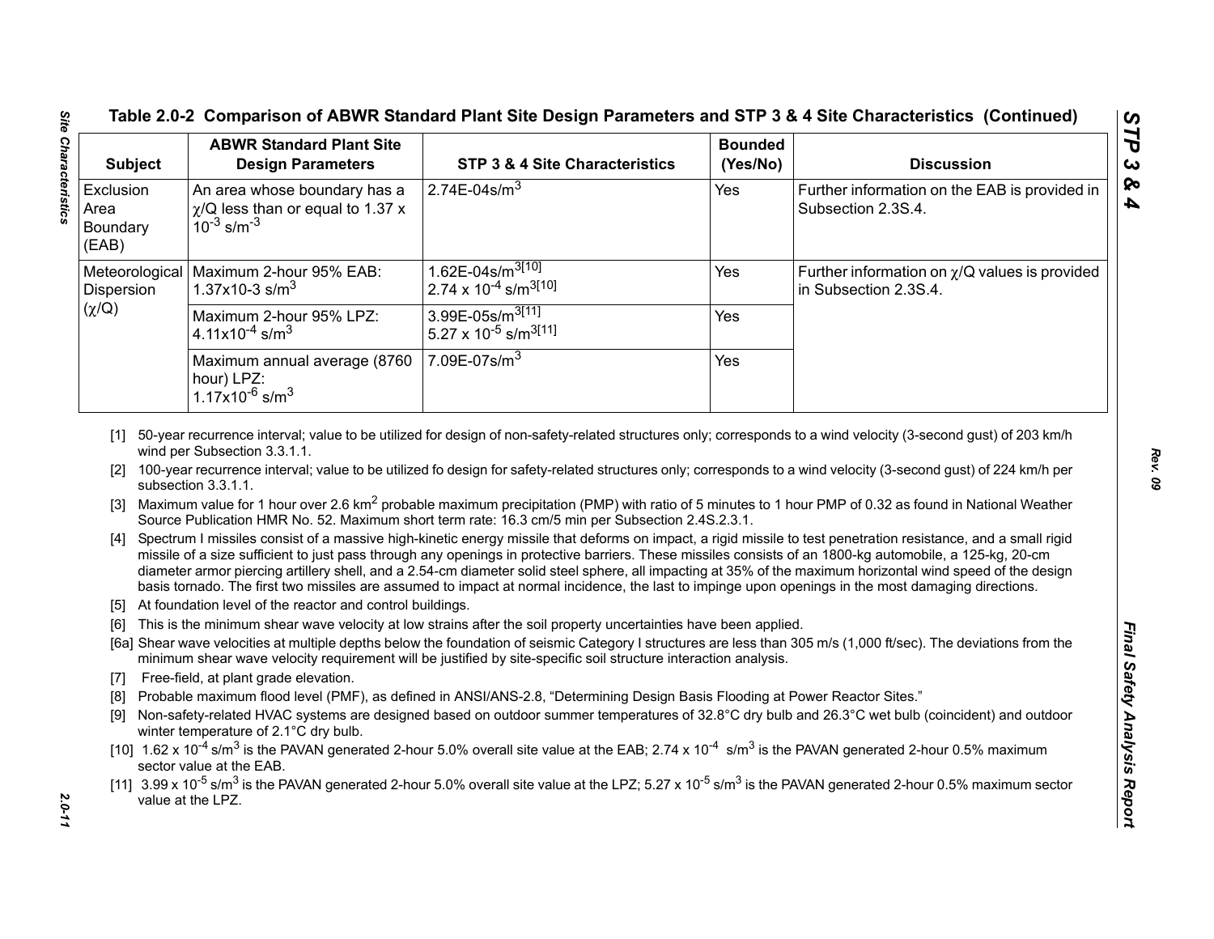### Table 2.0-2 Comparison of ABWR Standard Plant Site Design Parameters and STP 3 & 4 Site Characteristics (Continued)

| Subject | ABWR Standard Plant Site Design Parameters | STP 3 & 4 Site Characteristics | Bounded (Yes/No) | Discussion |
|---|---|---|---|---|
| Exclusion Area Boundary (EAB) | An area whose boundary has a χ/Q less than or equal to 1.37 x $10^{-3}$ s/m$^{-3}$ | 2.74E-04s/m$^3$ | Yes | Further information on the EAB is provided in Subsection 2.3S.4. |
| Meteorological Dispersion (χ/Q) | Maximum 2-hour 95% EAB: 1.37x10-3 s/m$^3$ | 1.62E-04s/m$^3$[10] 2.74 x $10^{-4}$ s/m$^3$[10] | Yes | Further information on χ/Q values is provided in Subsection 2.3S.4. |
| | Maximum 2-hour 95% LPZ: 4.11x$10^{-4}$ s/m$^3$ | 3.99E-05s/m$^3$[11] 5.27 x $10^{-5}$ s/m$^3$[11] | Yes | |
| | Maximum annual average (8760 hour) LPZ: 1.17x$10^{-6}$ s/m$^3$ | 7.09E-07s/m$^3$ | Yes | |

[1] 50-year recurrence interval; value to be utilized for design of non-safety-related structures only; corresponds to a wind velocity (3-second gust) of 203 km/h wind per Subsection 3.3.1.1.

[2] 100-year recurrence interval; value to be utilized fo design for safety-related structures only; corresponds to a wind velocity (3-second gust) of 224 km/h per subsection 3.3.1.1.

[3] Maximum value for 1 hour over 2.6 km$^2$ probable maximum precipitation (PMP) with ratio of 5 minutes to 1 hour PMP of 0.32 as found in National Weather Source Publication HMR No. 52. Maximum short term rate: 16.3 cm/5 min per Subsection 2.4S.2.3.1.

[4] Spectrum I missiles consist of a massive high-kinetic energy missile that deforms on impact, a rigid missile to test penetration resistance, and a small rigid missile of a size sufficient to just pass through any openings in protective barriers. These missiles consists of an 1800-kg automobile, a 125-kg, 20-cm diameter armor piercing artillery shell, and a 2.54-cm diameter solid steel sphere, all impacting at 35% of the maximum horizontal wind speed of the design basis tornado. The first two missiles are assumed to impact at normal incidence, the last to impinge upon openings in the most damaging directions.

[5] At foundation level of the reactor and control buildings.

[6] This is the minimum shear wave velocity at low strains after the soil property uncertainties have been applied.

[6a] Shear wave velocities at multiple depths below the foundation of seismic Category I structures are less than 305 m/s (1,000 ft/sec). The deviations from the minimum shear wave velocity requirement will be justified by site-specific soil structure interaction analysis.

[7] Free-field, at plant grade elevation.

[8] Probable maximum flood level (PMF), as defined in ANSI/ANS-2.8, "Determining Design Basis Flooding at Power Reactor Sites."

[9] Non-safety-related HVAC systems are designed based on outdoor summer temperatures of 32.8°C dry bulb and 26.3°C wet bulb (coincident) and outdoor winter temperature of 2.1°C dry bulb.

[10] 1.62 x $10^{-4}$ s/m$^3$ is the PAVAN generated 2-hour 5.0% overall site value at the EAB; 2.74 x $10^{-4}$ s/m$^3$ is the PAVAN generated 2-hour 0.5% maximum sector value at the EAB.

[11] 3.99 x $10^{-5}$ s/m$^3$ is the PAVAN generated 2-hour 5.0% overall site value at the LPZ; 5.27 x $10^{-5}$ s/m$^3$ is the PAVAN generated 2-hour 0.5% maximum sector value at the LPZ.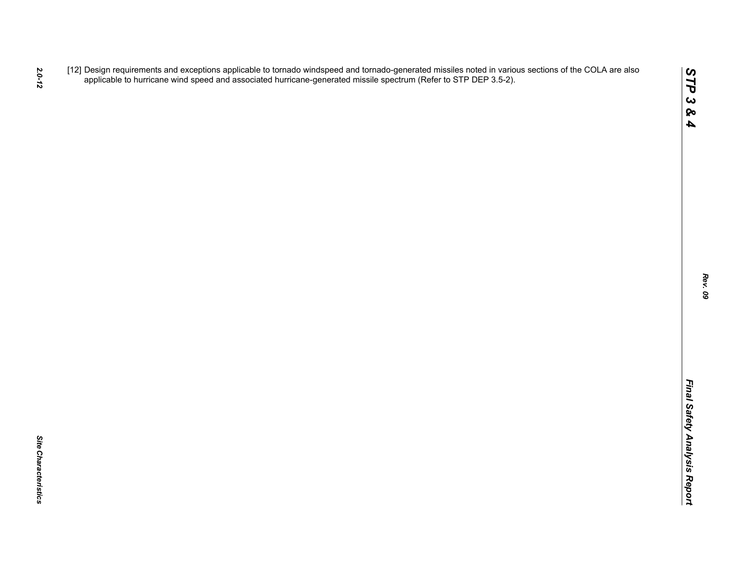[12] Design requirements and exceptions applicable to tornado windspeed and tornado-generated missiles noted in various sections of the COLA are also applicable to hurricane wind speed and associated hurricane-generated missile spectrum (Refer to STP DEP 3.5-2).